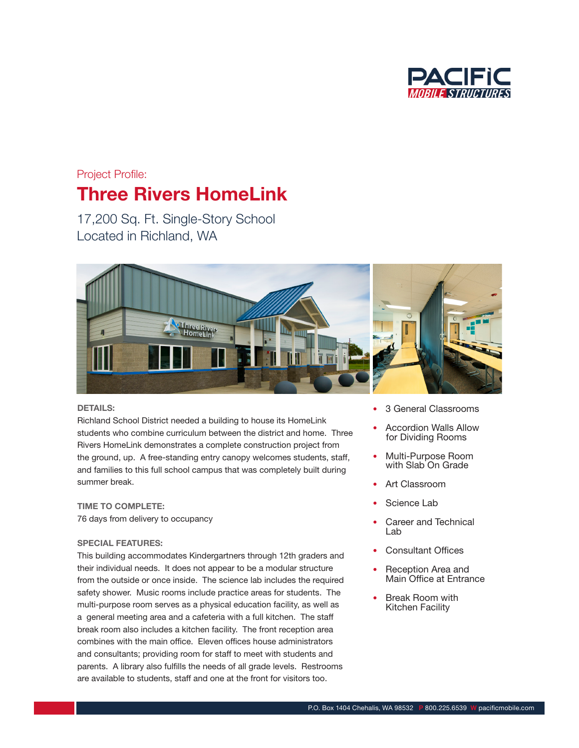Project Profile:

# Three Rivers HomeLink

17,200 Sq. Ft. Single-Story School
Located in Richland, WA

**DETAILS:**
Richland School District needed a building to house its HomeLink students who combine curriculum between the district and home. Three Rivers HomeLink demonstrates a complete construction project from the ground, up. A free-standing entry canopy welcomes students, staff, and families to this full school campus that was completely built during summer break.

**TIME TO COMPLETE:**
76 days from delivery to occupancy

**SPECIAL FEATURES:**
This building accommodates Kindergartners through 12th graders and their individual needs. It does not appear to be a modular structure from the outside or once inside. The science lab includes the required safety shower. Music rooms include practice areas for students. The multi-purpose room serves as a physical education facility, as well as a general meeting area and a cafeteria with a full kitchen. The staff break room also includes a kitchen facility. The front reception area combines with the main office. Eleven offices house administrators and consultants; providing room for staff to meet with students and parents. A library also fulfills the needs of all grade levels. Restrooms are available to students, staff and one at the front for visitors too.

- 3 General Classrooms
- Accordion Walls Allow for Dividing Rooms
- Multi-Purpose Room with Slab On Grade
- Art Classroom
- Science Lab
- Career and Technical Lab
- Consultant Offices
- Reception Area and Main Office at Entrance
- Break Room with Kitchen Facility

P.O. Box 1404 Chehalis, WA 98532 P 800.225.6539 W pacificmobile.com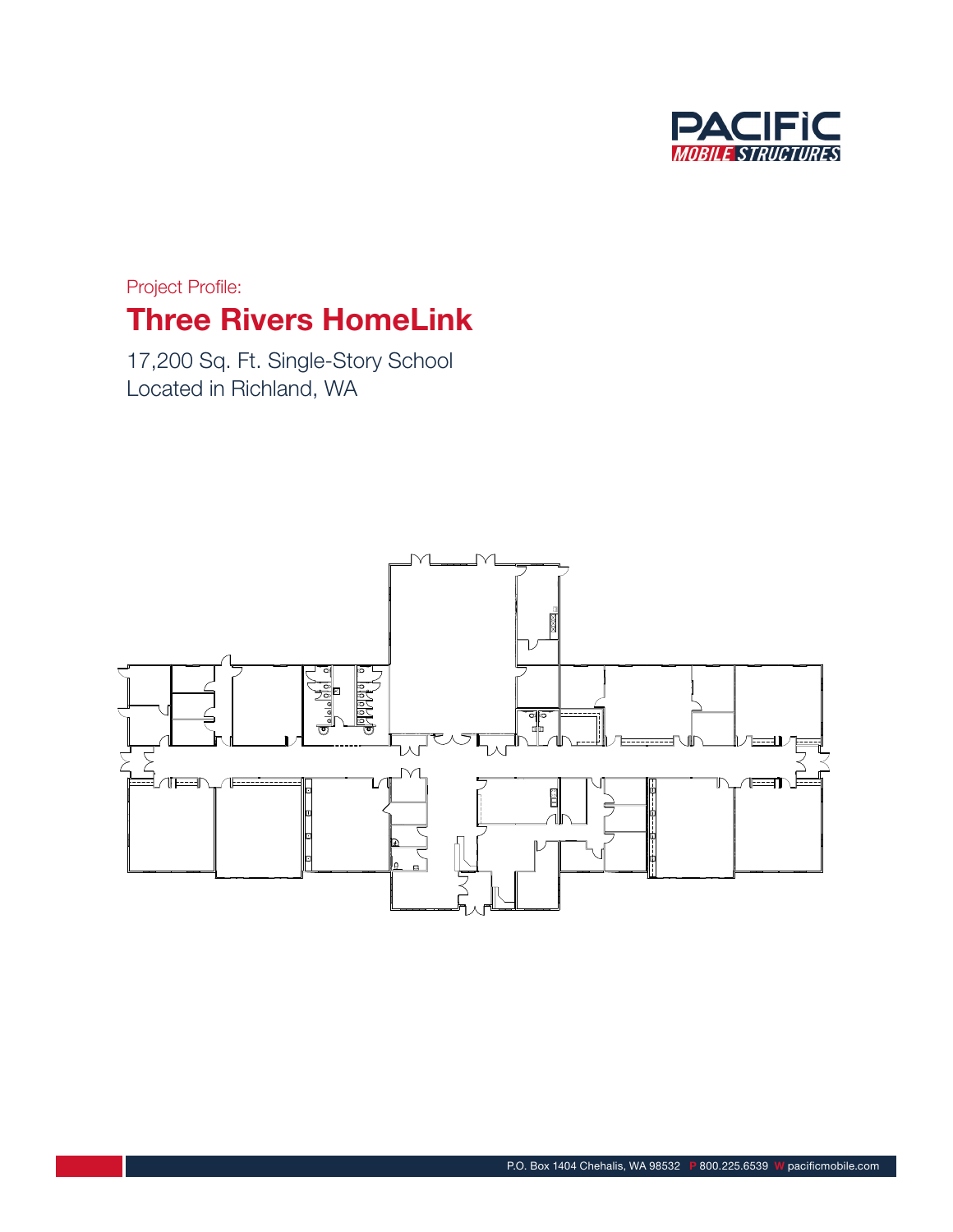PACIFIC
MOBILE STRUCTURES

Project Profile:

# Three Rivers HomeLink

17,200 Sq. Ft. Single-Story School
Located in Richland, WA

P.O. Box 1404 Chehalis, WA 98532 P 800.225.6539 W pacificmobile.com